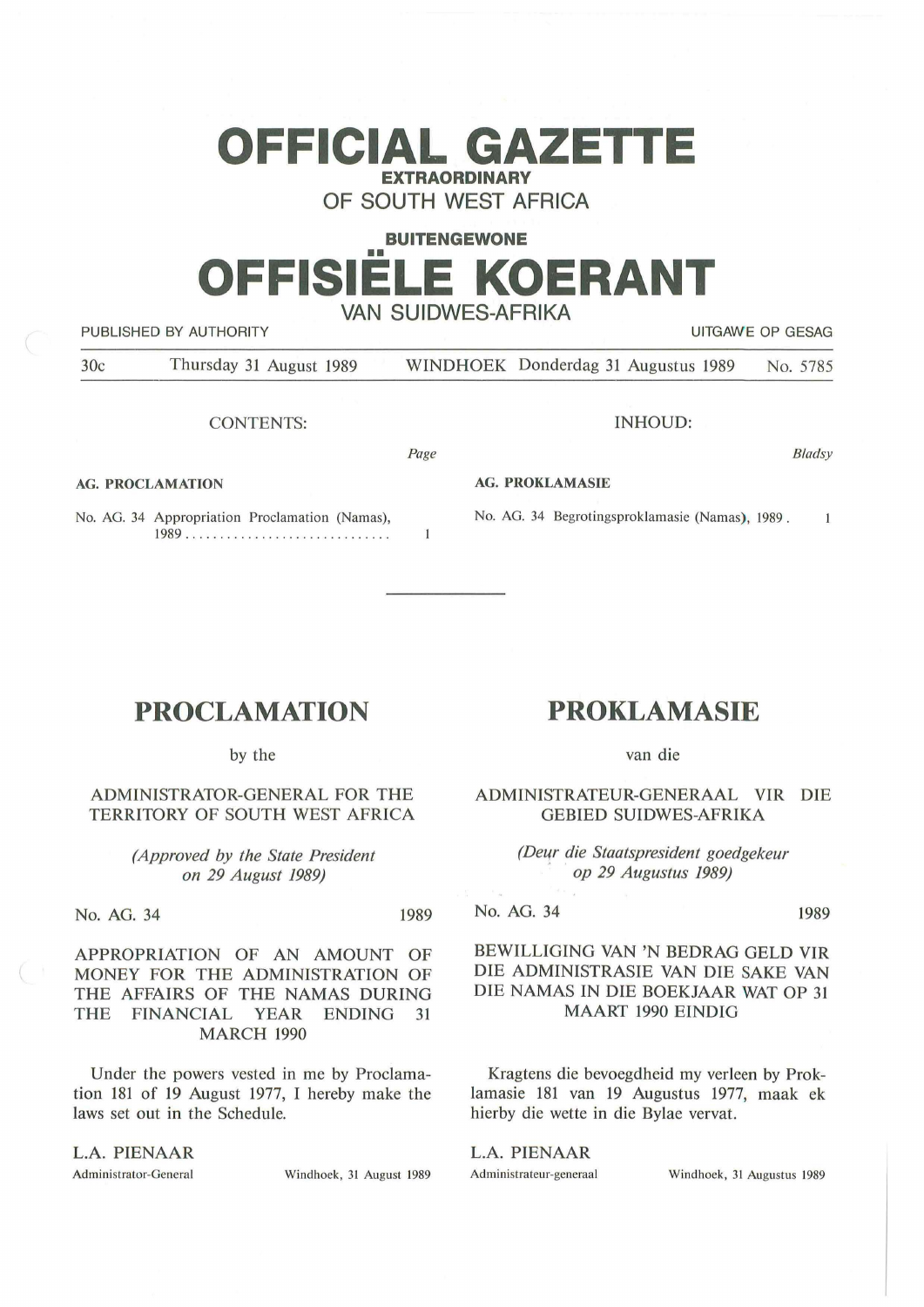# OFFICIAL GAZETTE

**EXTRAORDINARY**

OF SOUTH WEST AFRICA

**BUITENGEWONE**

# OFFISIËLE KOERANT

VAN SUIDWES-AFRIKA

PUBLISHED BY AUTHORITY — UITGAWE OP GESAG

30c — Thursday 31 August 1989 — WINDHOEK Donderdag 31 Augustus 1989 — No. 5785

CONTENTS:

| | Page |
|---|---|
| **AG. PROCLAMATION** | |
| No. AG. 34 Appropriation Proclamation (Namas), 1989 .............................. | 1 |

INHOUD:

| | Bladsy |
|---|---|
| **AG. PROKLAMASIE** | |
| No. AG. 34 Begrotingsproklamasie (Namas), 1989 . | 1 |

---

## PROCLAMATION

by the

ADMINISTRATOR-GENERAL FOR THE TERRITORY OF SOUTH WEST AFRICA

*(Approved by the State President on 29 August 1989)*

No. AG. 34 — 1989

APPROPRIATION OF AN AMOUNT OF MONEY FOR THE ADMINISTRATION OF THE AFFAIRS OF THE NAMAS DURING THE FINANCIAL YEAR ENDING 31 MARCH 1990

Under the powers vested in me by Proclamation 181 of 19 August 1977, I hereby make the laws set out in the Schedule.

L.A. PIENAAR
Administrator-General — Windhoek, 31 August 1989

## PROKLAMASIE

van die

ADMINISTRATEUR-GENERAAL VIR DIE GEBIED SUIDWES-AFRIKA

*(Deur die Staatspresident goedgekeur op 29 Augustus 1989)*

No. AG. 34 — 1989

BEWILLIGING VAN 'N BEDRAG GELD VIR DIE ADMINISTRASIE VAN DIE SAKE VAN DIE NAMAS IN DIE BOEKJAAR WAT OP 31 MAART 1990 EINDIG

Kragtens die bevoegdheid my verleen by Proklamasie 181 van 19 Augustus 1977, maak ek hierby die wette in die Bylae vervat.

L.A. PIENAAR
Administrateur-generaal — Windhoek, 31 Augustus 1989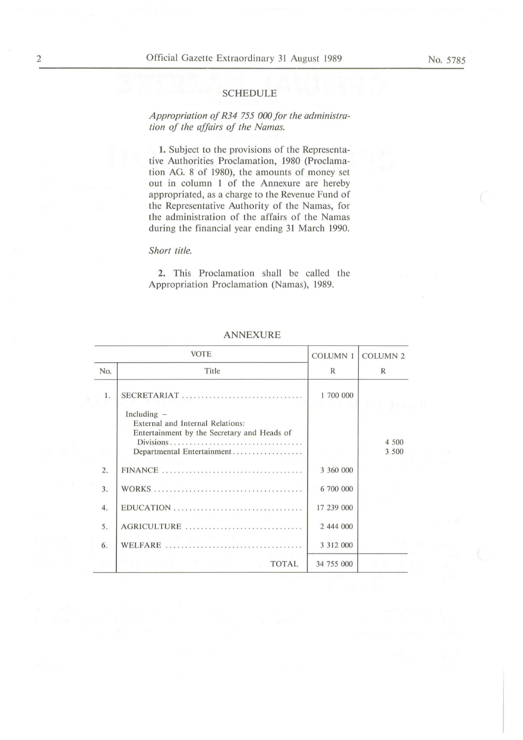## SCHEDULE

*Appropriation of R34 755 000 for the administration of the affairs of the Namas.*

**1.** Subject to the provisions of the Representative Authorities Proclamation, 1980 (Proclamation AG. 8 of 1980), the amounts of money set out in column 1 of the Annexure are hereby appropriated, as a charge to the Revenue Fund of the Representative Authority of the Namas, for the administration of the affairs of the Namas during the financial year ending 31 March 1990.

*Short title.*

**2.** This Proclamation shall be called the Appropriation Proclamation (Namas), 1989.

## ANNEXURE

| VOTE | | COLUMN 1 | COLUMN 2 |
|---|---|---|---|
| No. | Title | R | R |
| 1. | SECRETARIAT | 1 700 000 | |
| | Including – External and Internal Relations: Entertainment by the Secretary and Heads of Divisions | | 4 500 |
| | Departmental Entertainment | | 3 500 |
| 2. | FINANCE | 3 360 000 | |
| 3. | WORKS | 6 700 000 | |
| 4. | EDUCATION | 17 239 000 | |
| 5. | AGRICULTURE | 2 444 000 | |
| 6. | WELFARE | 3 312 000 | |
| | TOTAL | 34 755 000 | |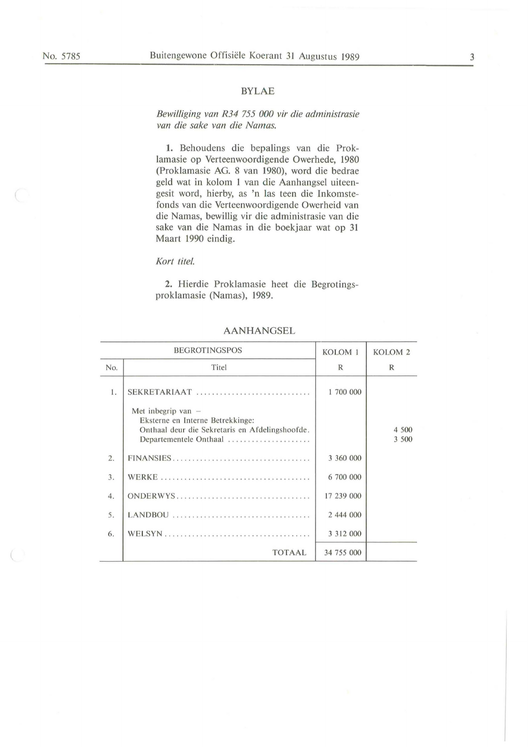## BYLAE

*Bewilliging van R34 755 000 vir die administrasie van die sake van die Namas.*

**1.** Behoudens die bepalings van die Proklamasie op Verteenwoordigende Owerhede, 1980 (Proklamasie AG. 8 van 1980), word die bedrae geld wat in kolom 1 van die Aanhangsel uiteengesit word, hierby, as 'n las teen die Inkomstefonds van die Verteenwoordigende Owerheid van die Namas, bewillig vir die administrasie van die sake van die Namas in die boekjaar wat op 31 Maart 1990 eindig.

*Kort titel.*

**2.** Hierdie Proklamasie heet die Begrotingsproklamasie (Namas), 1989.

### AANHANGSEL

| BEGROTINGSPOS | | KOLOM 1 | KOLOM 2 |
|---|---|---|---|
| No. | Titel | R | R |
| 1. | SEKRETARIAAT ............................. | 1 700 000 | |
| | Met inbegrip van – Eksterne en Interne Betrekkinge: | | |
| | Onthaal deur die Sekretaris en Afdelingshoofde. | | 4 500 |
| | Departementele Onthaal ..................... | | 3 500 |
| 2. | FINANSIES.................................. | 3 360 000 | |
| 3. | WERKE ..................................... | 6 700 000 | |
| 4. | ONDERWYS................................... | 17 239 000 | |
| 5. | LANDBOU ................................... | 2 444 000 | |
| 6. | WELSYN..................................... | 3 312 000 | |
| | TOTAAL | 34 755 000 | |